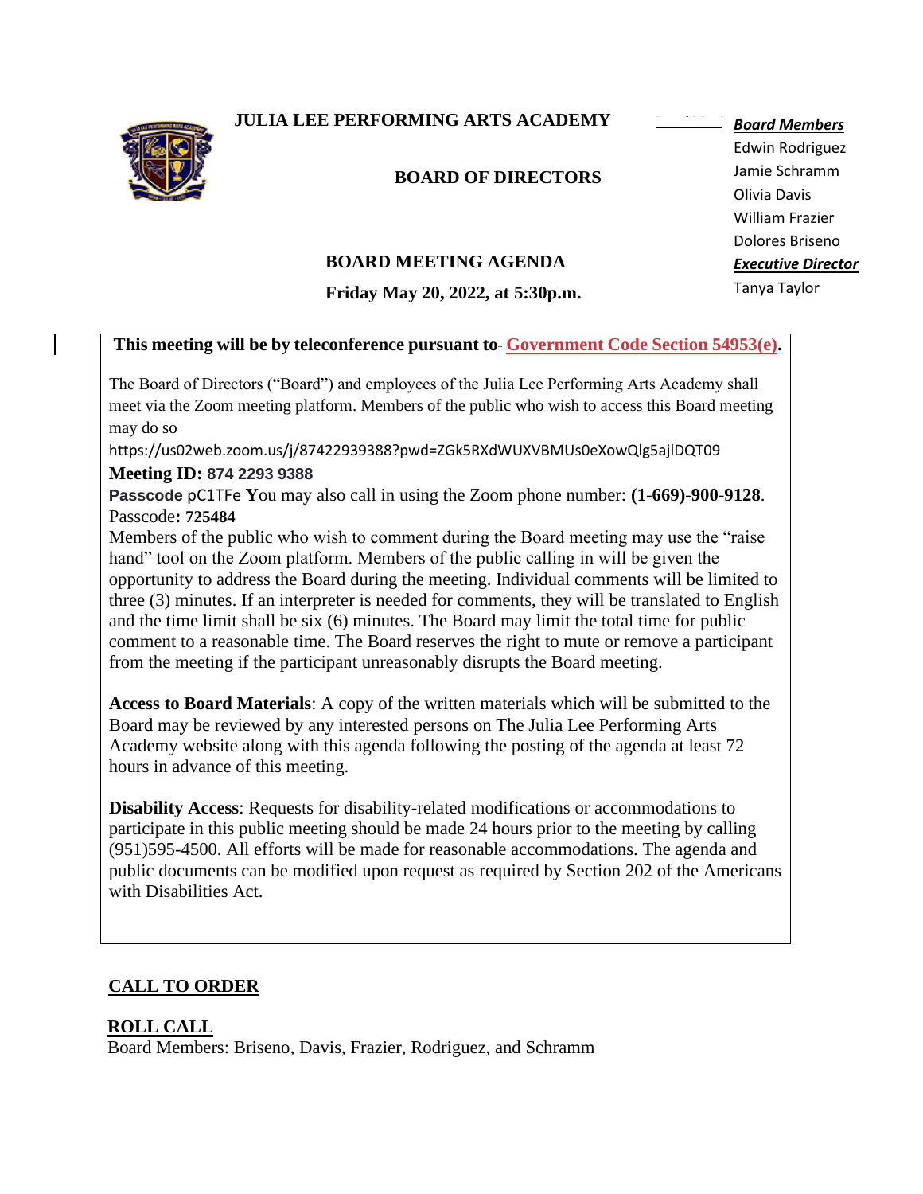# JULIA LEE PERFORMING ARTS ACADEMY

## BOARD OF DIRECTORS

***Board Members***
Edwin Rodriguez
Jamie Schramm
Olivia Davis
William Frazier
Dolores Briseno

***Executive Director***
Tanya Taylor

## BOARD MEETING AGENDA

**Friday May 20, 2022, at 5:30p.m.**

**This meeting will be by teleconference pursuant to Government Code Section 54953(e).**

The Board of Directors ("Board") and employees of the Julia Lee Performing Arts Academy shall meet via the Zoom meeting platform. Members of the public who wish to access this Board meeting may do so

https://us02web.zoom.us/j/87422939388?pwd=ZGk5RXdWUXVBMUs0eXowQlg5ajlDQT09

**Meeting ID:** **874 2293 9388**

**Passcode** pC1TFe **Y**ou may also call in using the Zoom phone number: **(1-669)-900-9128**. Passcode**: 725484**

Members of the public who wish to comment during the Board meeting may use the "raise hand" tool on the Zoom platform. Members of the public calling in will be given the opportunity to address the Board during the meeting. Individual comments will be limited to three (3) minutes. If an interpreter is needed for comments, they will be translated to English and the time limit shall be six (6) minutes. The Board may limit the total time for public comment to a reasonable time. The Board reserves the right to mute or remove a participant from the meeting if the participant unreasonably disrupts the Board meeting.

**Access to Board Materials**: A copy of the written materials which will be submitted to the Board may be reviewed by any interested persons on The Julia Lee Performing Arts Academy website along with this agenda following the posting of the agenda at least 72 hours in advance of this meeting.

**Disability Access**: Requests for disability-related modifications or accommodations to participate in this public meeting should be made 24 hours prior to the meeting by calling (951)595-4500. All efforts will be made for reasonable accommodations. The agenda and public documents can be modified upon request as required by Section 202 of the Americans with Disabilities Act.

**CALL TO ORDER**

**ROLL CALL**

Board Members: Briseno, Davis, Frazier, Rodriguez, and Schramm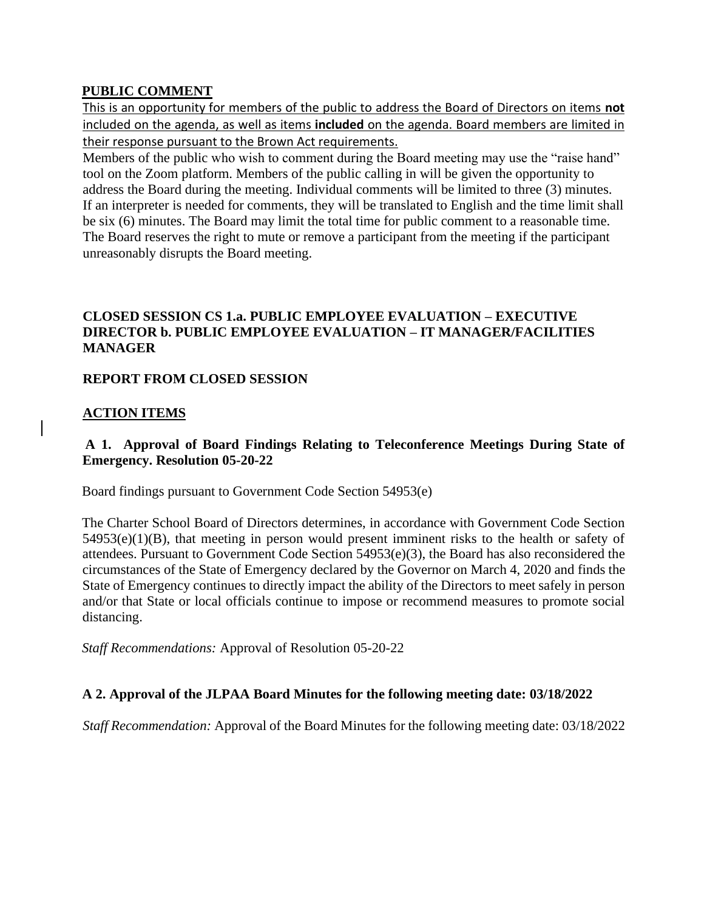## PUBLIC COMMENT

This is an opportunity for members of the public to address the Board of Directors on items **not** included on the agenda, as well as items **included** on the agenda. Board members are limited in their response pursuant to the Brown Act requirements.

Members of the public who wish to comment during the Board meeting may use the "raise hand" tool on the Zoom platform. Members of the public calling in will be given the opportunity to address the Board during the meeting. Individual comments will be limited to three (3) minutes. If an interpreter is needed for comments, they will be translated to English and the time limit shall be six (6) minutes. The Board may limit the total time for public comment to a reasonable time. The Board reserves the right to mute or remove a participant from the meeting if the participant unreasonably disrupts the Board meeting.

### CLOSED SESSION CS 1.a. PUBLIC EMPLOYEE EVALUATION – EXECUTIVE DIRECTOR b. PUBLIC EMPLOYEE EVALUATION – IT MANAGER/FACILITIES MANAGER

### REPORT FROM CLOSED SESSION

## ACTION ITEMS

### A 1. Approval of Board Findings Relating to Teleconference Meetings During State of Emergency. Resolution 05-20-22

Board findings pursuant to Government Code Section 54953(e)

The Charter School Board of Directors determines, in accordance with Government Code Section 54953(e)(1)(B), that meeting in person would present imminent risks to the health or safety of attendees. Pursuant to Government Code Section 54953(e)(3), the Board has also reconsidered the circumstances of the State of Emergency declared by the Governor on March 4, 2020 and finds the State of Emergency continues to directly impact the ability of the Directors to meet safely in person and/or that State or local officials continue to impose or recommend measures to promote social distancing.

*Staff Recommendations:* Approval of Resolution 05-20-22

### A 2. Approval of the JLPAA Board Minutes for the following meeting date: 03/18/2022

*Staff Recommendation:* Approval of the Board Minutes for the following meeting date: 03/18/2022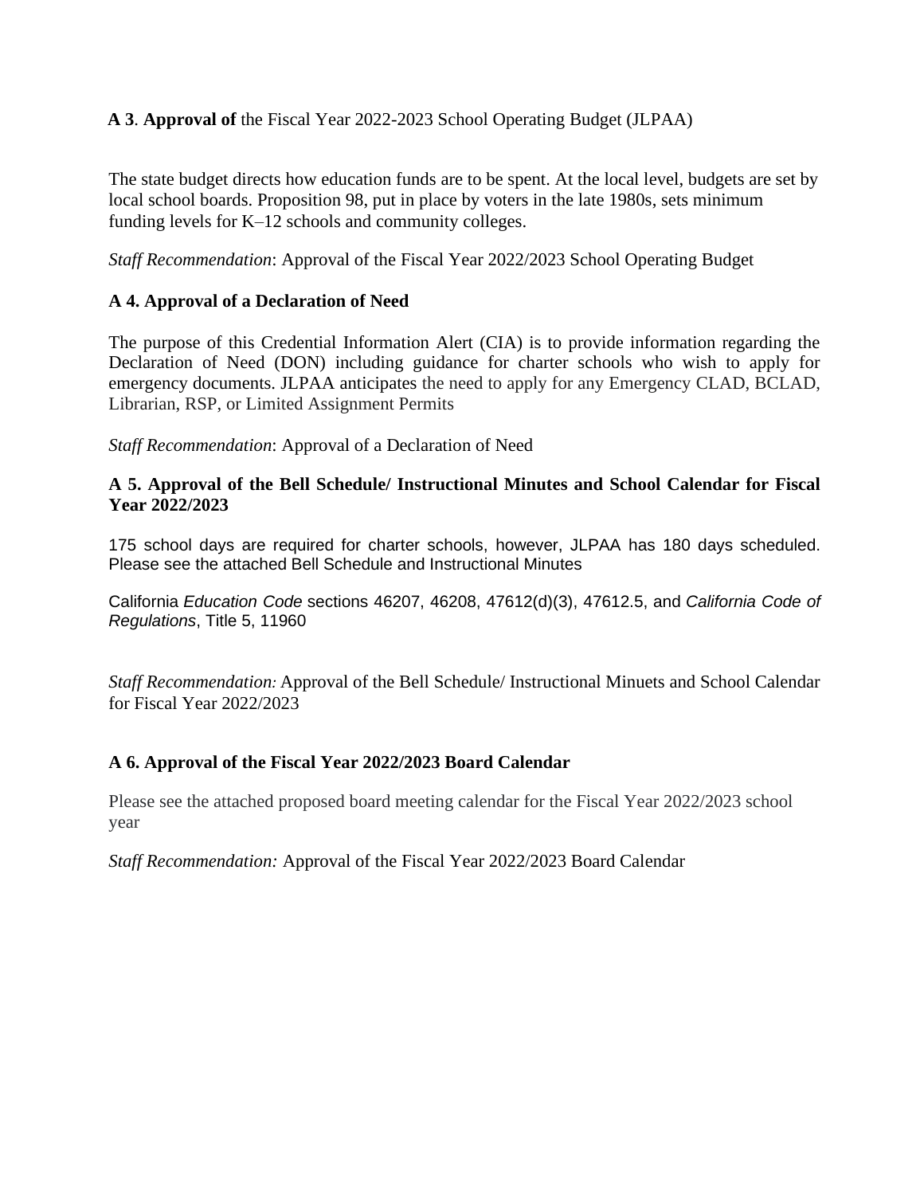**A 3**. **Approval of** the Fiscal Year 2022-2023 School Operating Budget (JLPAA)

The state budget directs how education funds are to be spent. At the local level, budgets are set by local school boards. Proposition 98, put in place by voters in the late 1980s, sets minimum funding levels for K–12 schools and community colleges.

*Staff Recommendation*: Approval of the Fiscal Year 2022/2023 School Operating Budget

**A 4. Approval of a Declaration of Need**

The purpose of this Credential Information Alert (CIA) is to provide information regarding the Declaration of Need (DON) including guidance for charter schools who wish to apply for emergency documents. JLPAA anticipates the need to apply for any Emergency CLAD, BCLAD, Librarian, RSP, or Limited Assignment Permits

*Staff Recommendation*: Approval of a Declaration of Need

**A 5. Approval of the Bell Schedule/ Instructional Minutes and School Calendar for Fiscal Year 2022/2023**

175 school days are required for charter schools, however, JLPAA has 180 days scheduled. Please see the attached Bell Schedule and Instructional Minutes

California *Education Code* sections 46207, 46208, 47612(d)(3), 47612.5, and *California Code of Regulations*, Title 5, 11960

*Staff Recommendation:* Approval of the Bell Schedule/ Instructional Minuets and School Calendar for Fiscal Year 2022/2023

**A 6. Approval of the Fiscal Year 2022/2023 Board Calendar**

Please see the attached proposed board meeting calendar for the Fiscal Year 2022/2023 school year

*Staff Recommendation:* Approval of the Fiscal Year 2022/2023 Board Calendar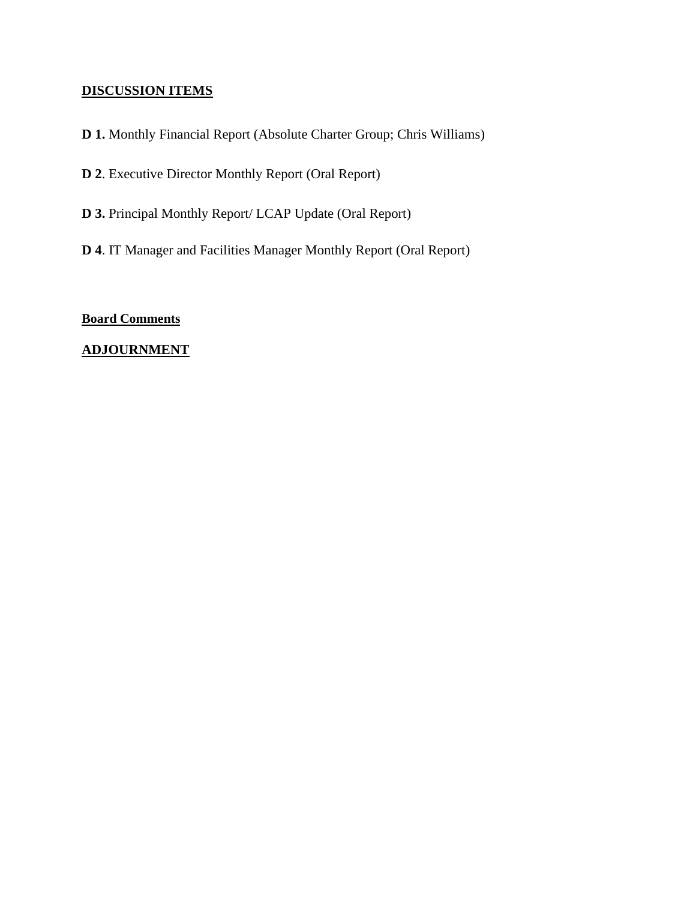**DISCUSSION ITEMS**

**D 1.** Monthly Financial Report (Absolute Charter Group; Chris Williams)

**D 2**. Executive Director Monthly Report (Oral Report)

**D 3.** Principal Monthly Report/ LCAP Update (Oral Report)

**D 4**. IT Manager and Facilities Manager Monthly Report (Oral Report)

**Board Comments**

**ADJOURNMENT**